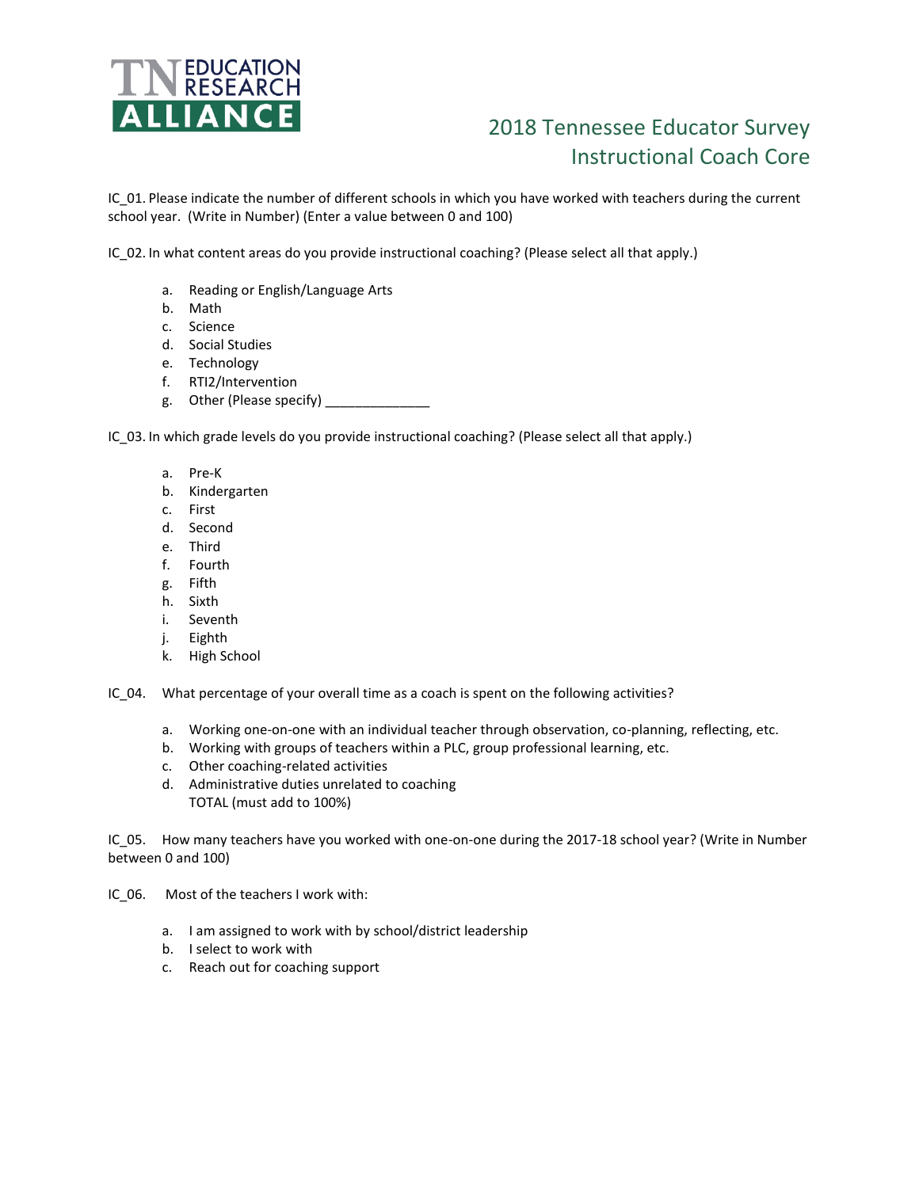TN EDUCATION RESEARCH ALLIANCE

# 2018 Tennessee Educator Survey
## Instructional Coach Core

IC_01. Please indicate the number of different schools in which you have worked with teachers during the current school year. (Write in Number) (Enter a value between 0 and 100)

IC_02. In what content areas do you provide instructional coaching? (Please select all that apply.)

- a. Reading or English/Language Arts
- b. Math
- c. Science
- d. Social Studies
- e. Technology
- f. RTI2/Intervention
- g. Other (Please specify) ______________

IC_03. In which grade levels do you provide instructional coaching? (Please select all that apply.)

- a. Pre-K
- b. Kindergarten
- c. First
- d. Second
- e. Third
- f. Fourth
- g. Fifth
- h. Sixth
- i. Seventh
- j. Eighth
- k. High School

IC_04. What percentage of your overall time as a coach is spent on the following activities?

- a. Working one-on-one with an individual teacher through observation, co-planning, reflecting, etc.
- b. Working with groups of teachers within a PLC, group professional learning, etc.
- c. Other coaching-related activities
- d. Administrative duties unrelated to coaching

TOTAL (must add to 100%)

IC_05. How many teachers have you worked with one-on-one during the 2017-18 school year? (Write in Number between 0 and 100)

IC_06. Most of the teachers I work with:

- a. I am assigned to work with by school/district leadership
- b. I select to work with
- c. Reach out for coaching support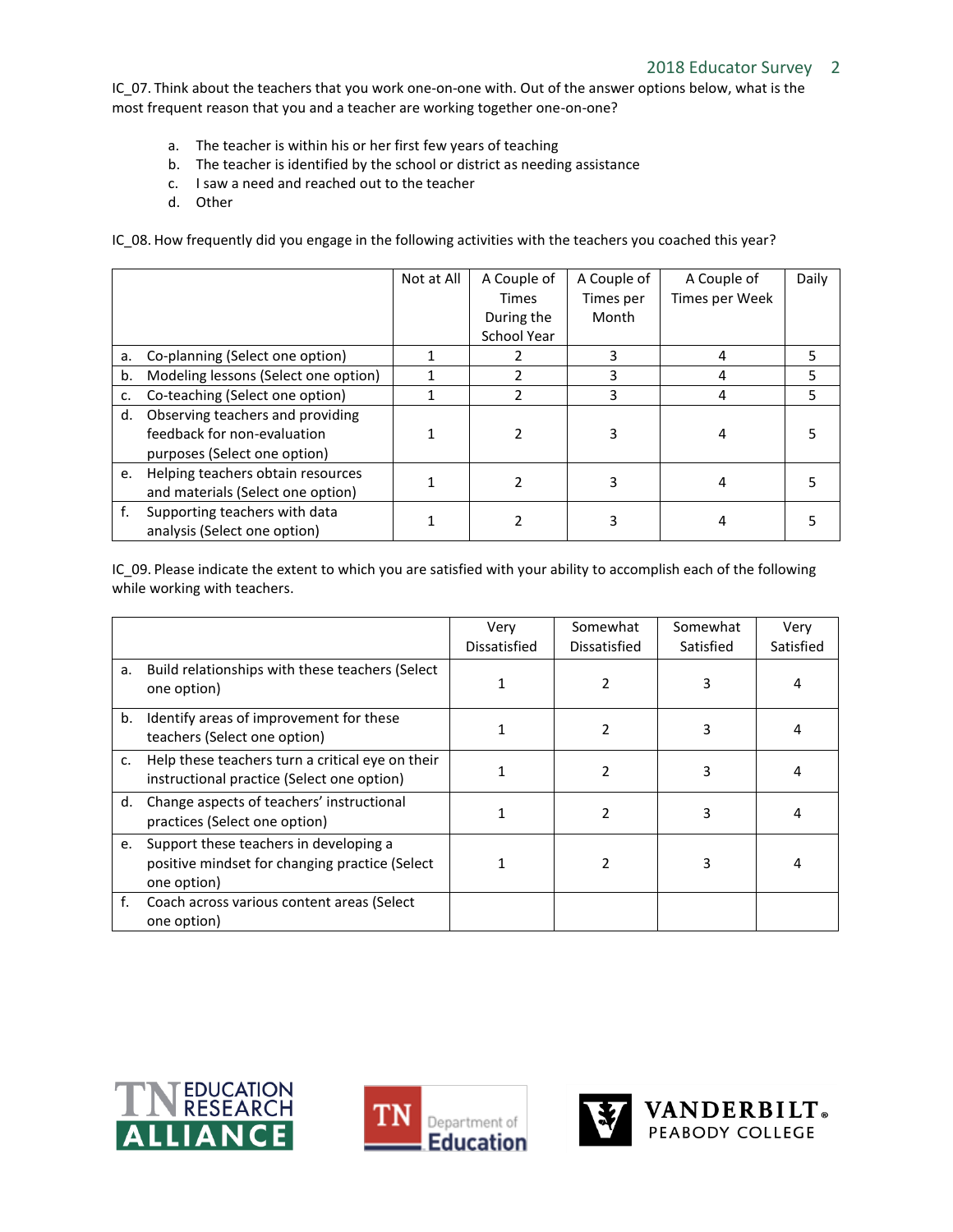IC_07. Think about the teachers that you work one-on-one with. Out of the answer options below, what is the most frequent reason that you and a teacher are working together one-on-one?

a. The teacher is within his or her first few years of teaching
b. The teacher is identified by the school or district as needing assistance
c. I saw a need and reached out to the teacher
d. Other

IC_08. How frequently did you engage in the following activities with the teachers you coached this year?

| | Not at All | A Couple of Times During the School Year | A Couple of Times per Month | A Couple of Times per Week | Daily |
|---|---|---|---|---|---|
| a. Co-planning (Select one option) | 1 | 2 | 3 | 4 | 5 |
| b. Modeling lessons (Select one option) | 1 | 2 | 3 | 4 | 5 |
| c. Co-teaching (Select one option) | 1 | 2 | 3 | 4 | 5 |
| d. Observing teachers and providing feedback for non-evaluation purposes (Select one option) | 1 | 2 | 3 | 4 | 5 |
| e. Helping teachers obtain resources and materials (Select one option) | 1 | 2 | 3 | 4 | 5 |
| f. Supporting teachers with data analysis (Select one option) | 1 | 2 | 3 | 4 | 5 |

IC_09. Please indicate the extent to which you are satisfied with your ability to accomplish each of the following while working with teachers.

| | Very Dissatisfied | Somewhat Dissatisfied | Somewhat Satisfied | Very Satisfied |
|---|---|---|---|---|
| a. Build relationships with these teachers (Select one option) | 1 | 2 | 3 | 4 |
| b. Identify areas of improvement for these teachers (Select one option) | 1 | 2 | 3 | 4 |
| c. Help these teachers turn a critical eye on their instructional practice (Select one option) | 1 | 2 | 3 | 4 |
| d. Change aspects of teachers' instructional practices (Select one option) | 1 | 2 | 3 | 4 |
| e. Support these teachers in developing a positive mindset for changing practice (Select one option) | 1 | 2 | 3 | 4 |
| f. Coach across various content areas (Select one option) | | | | |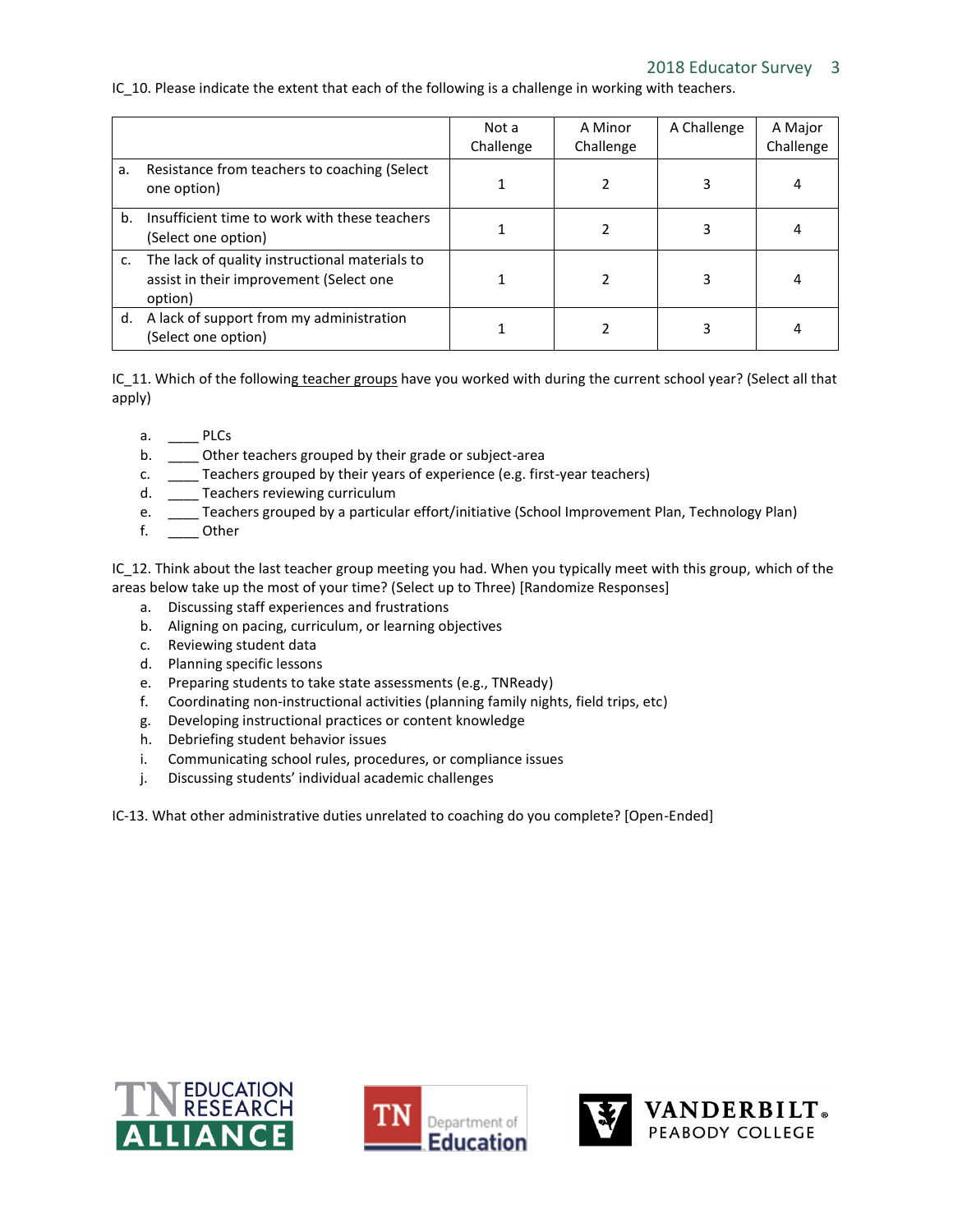IC_10. Please indicate the extent that each of the following is a challenge in working with teachers.

| | Not a Challenge | A Minor Challenge | A Challenge | A Major Challenge |
|---|---|---|---|---|
| a. Resistance from teachers to coaching (Select one option) | 1 | 2 | 3 | 4 |
| b. Insufficient time to work with these teachers (Select one option) | 1 | 2 | 3 | 4 |
| c. The lack of quality instructional materials to assist in their improvement (Select one option) | 1 | 2 | 3 | 4 |
| d. A lack of support from my administration (Select one option) | 1 | 2 | 3 | 4 |

IC_11. Which of the following teacher groups have you worked with during the current school year? (Select all that apply)

a. ____ PLCs
b. ____ Other teachers grouped by their grade or subject-area
c. ____ Teachers grouped by their years of experience (e.g. first-year teachers)
d. ____ Teachers reviewing curriculum
e. ____ Teachers grouped by a particular effort/initiative (School Improvement Plan, Technology Plan)
f. ____ Other

IC_12. Think about the last teacher group meeting you had. When you typically meet with this group, which of the areas below take up the most of your time? (Select up to Three) [Randomize Responses]

a. Discussing staff experiences and frustrations
b. Aligning on pacing, curriculum, or learning objectives
c. Reviewing student data
d. Planning specific lessons
e. Preparing students to take state assessments (e.g., TNReady)
f. Coordinating non-instructional activities (planning family nights, field trips, etc)
g. Developing instructional practices or content knowledge
h. Debriefing student behavior issues
i. Communicating school rules, procedures, or compliance issues
j. Discussing students' individual academic challenges

IC-13. What other administrative duties unrelated to coaching do you complete? [Open-Ended]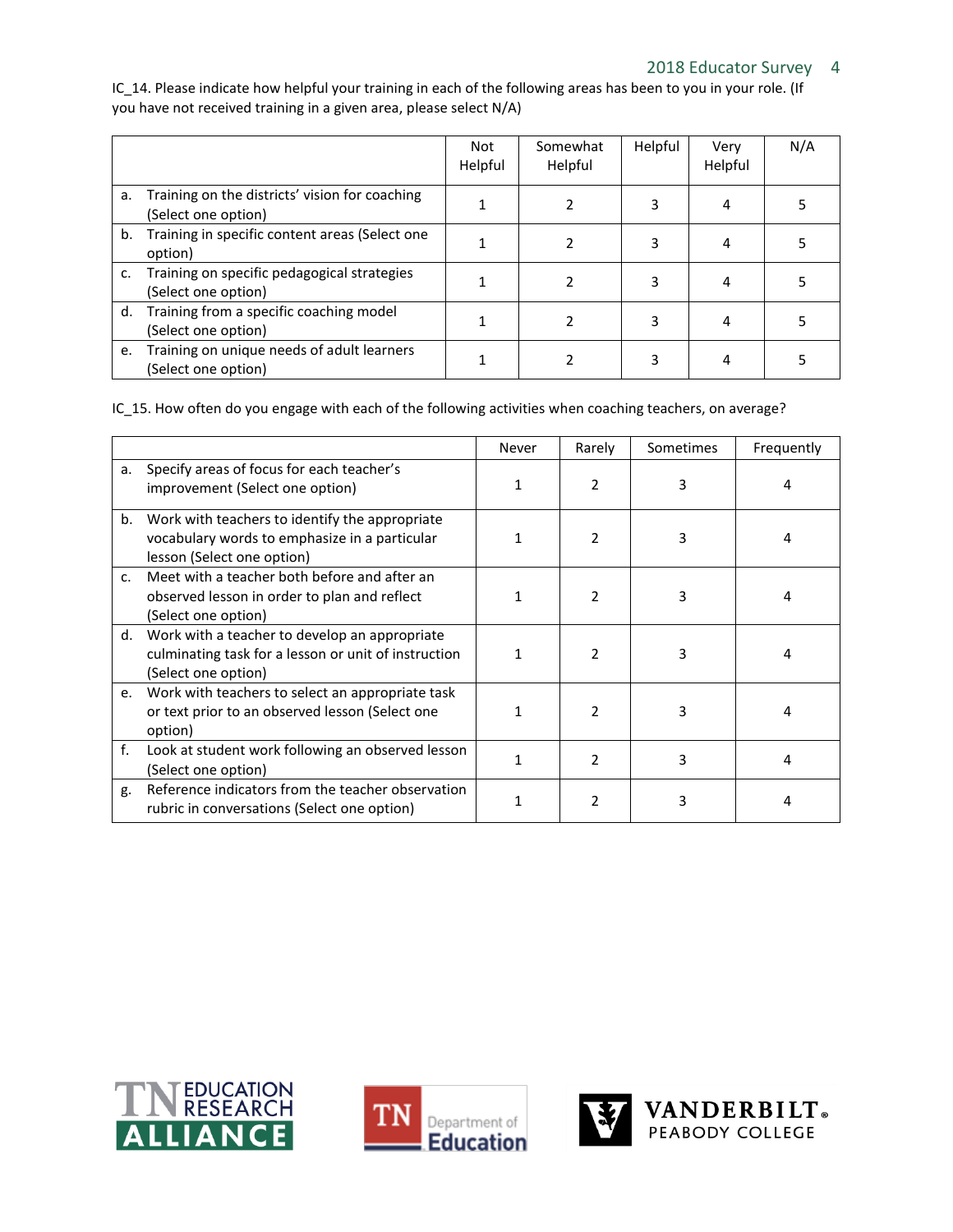IC_14. Please indicate how helpful your training in each of the following areas has been to you in your role. (If you have not received training in a given area, please select N/A)

| | Not Helpful | Somewhat Helpful | Helpful | Very Helpful | N/A |
|---|---|---|---|---|---|
| a. Training on the districts' vision for coaching (Select one option) | 1 | 2 | 3 | 4 | 5 |
| b. Training in specific content areas (Select one option) | 1 | 2 | 3 | 4 | 5 |
| c. Training on specific pedagogical strategies (Select one option) | 1 | 2 | 3 | 4 | 5 |
| d. Training from a specific coaching model (Select one option) | 1 | 2 | 3 | 4 | 5 |
| e. Training on unique needs of adult learners (Select one option) | 1 | 2 | 3 | 4 | 5 |

IC_15. How often do you engage with each of the following activities when coaching teachers, on average?

| | Never | Rarely | Sometimes | Frequently |
|---|---|---|---|---|
| a. Specify areas of focus for each teacher's improvement (Select one option) | 1 | 2 | 3 | 4 |
| b. Work with teachers to identify the appropriate vocabulary words to emphasize in a particular lesson (Select one option) | 1 | 2 | 3 | 4 |
| c. Meet with a teacher both before and after an observed lesson in order to plan and reflect (Select one option) | 1 | 2 | 3 | 4 |
| d. Work with a teacher to develop an appropriate culminating task for a lesson or unit of instruction (Select one option) | 1 | 2 | 3 | 4 |
| e. Work with teachers to select an appropriate task or text prior to an observed lesson (Select one option) | 1 | 2 | 3 | 4 |
| f. Look at student work following an observed lesson (Select one option) | 1 | 2 | 3 | 4 |
| g. Reference indicators from the teacher observation rubric in conversations (Select one option) | 1 | 2 | 3 | 4 |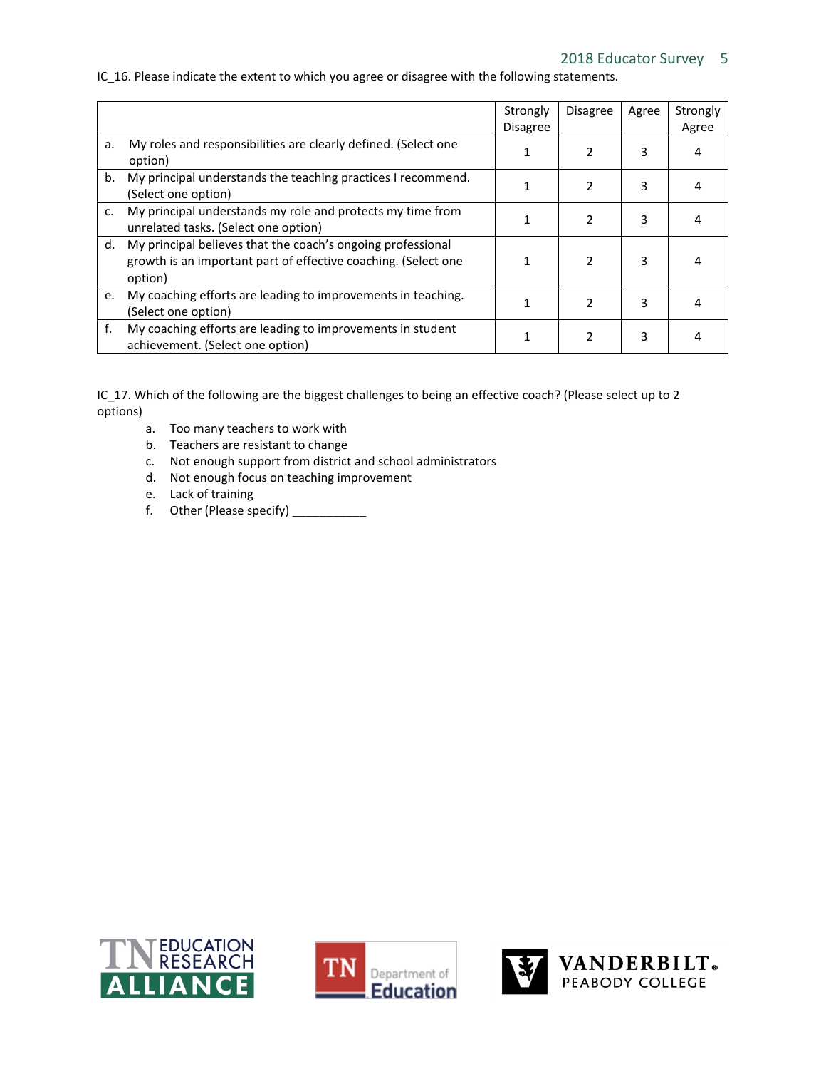IC_16. Please indicate the extent to which you agree or disagree with the following statements.

| | Strongly Disagree | Disagree | Agree | Strongly Agree |
|---|---|---|---|---|
| a. My roles and responsibilities are clearly defined. (Select one option) | 1 | 2 | 3 | 4 |
| b. My principal understands the teaching practices I recommend. (Select one option) | 1 | 2 | 3 | 4 |
| c. My principal understands my role and protects my time from unrelated tasks. (Select one option) | 1 | 2 | 3 | 4 |
| d. My principal believes that the coach's ongoing professional growth is an important part of effective coaching. (Select one option) | 1 | 2 | 3 | 4 |
| e. My coaching efforts are leading to improvements in teaching. (Select one option) | 1 | 2 | 3 | 4 |
| f. My coaching efforts are leading to improvements in student achievement. (Select one option) | 1 | 2 | 3 | 4 |

IC_17. Which of the following are the biggest challenges to being an effective coach? (Please select up to 2 options)

a. Too many teachers to work with
b. Teachers are resistant to change
c. Not enough support from district and school administrators
d. Not enough focus on teaching improvement
e. Lack of training
f. Other (Please specify) ___________